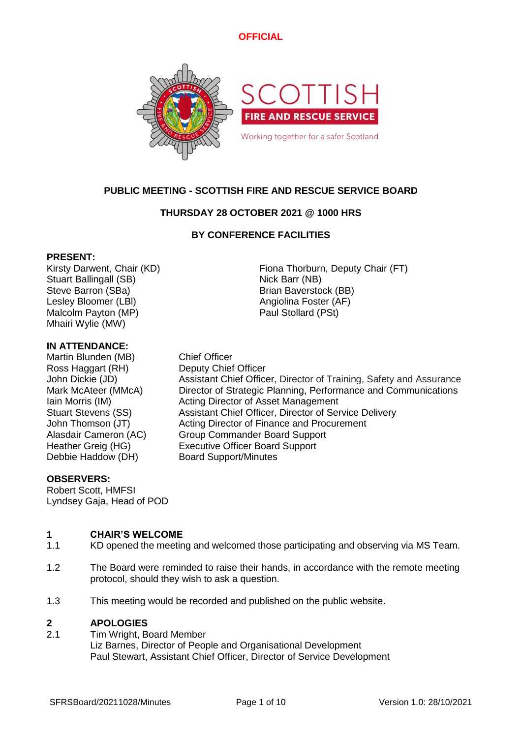**OFFICIAL**

SCOTTISH FIRE AND RESCUE SERVICE

Working together for a safer Scotland

# PUBLIC MEETING - SCOTTISH FIRE AND RESCUE SERVICE BOARD

**THURSDAY 28 OCTOBER 2021 @ 1000 HRS**

**BY CONFERENCE FACILITIES**

**PRESENT:**

Kirsty Darwent, Chair (KD)
Stuart Ballingall (SB)
Steve Barron (SBa)
Lesley Bloomer (LBl)
Malcolm Payton (MP)
Mhairi Wylie (MW)
Fiona Thorburn, Deputy Chair (FT)
Nick Barr (NB)
Brian Baverstock (BB)
Angiolina Foster (AF)
Paul Stollard (PSt)

**IN ATTENDANCE:**

| | |
|---|---|
| Martin Blunden (MB) | Chief Officer |
| Ross Haggart (RH) | Deputy Chief Officer |
| John Dickie (JD) | Assistant Chief Officer, Director of Training, Safety and Assurance |
| Mark McAteer (MMcA) | Director of Strategic Planning, Performance and Communications |
| Iain Morris (IM) | Acting Director of Asset Management |
| Stuart Stevens (SS) | Assistant Chief Officer, Director of Service Delivery |
| John Thomson (JT) | Acting Director of Finance and Procurement |
| Alasdair Cameron (AC) | Group Commander Board Support |
| Heather Greig (HG) | Executive Officer Board Support |
| Debbie Haddow (DH) | Board Support/Minutes |

**OBSERVERS:**

Robert Scott, HMFSI
Lyndsey Gaja, Head of POD

## 1 CHAIR'S WELCOME

1.1 KD opened the meeting and welcomed those participating and observing via MS Team.

1.2 The Board were reminded to raise their hands, in accordance with the remote meeting protocol, should they wish to ask a question.

1.3 This meeting would be recorded and published on the public website.

## 2 APOLOGIES

2.1 Tim Wright, Board Member
Liz Barnes, Director of People and Organisational Development
Paul Stewart, Assistant Chief Officer, Director of Service Development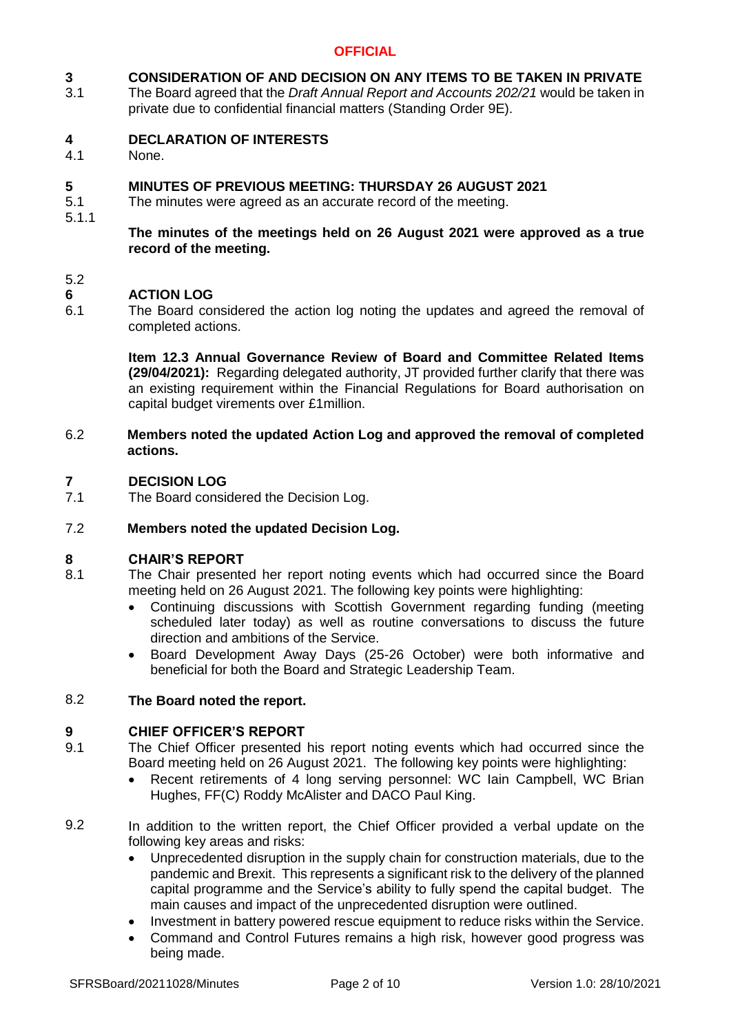**OFFICIAL**

**3 CONSIDERATION OF AND DECISION ON ANY ITEMS TO BE TAKEN IN PRIVATE**

3.1 The Board agreed that the *Draft Annual Report and Accounts 202/21* would be taken in private due to confidential financial matters (Standing Order 9E).

**4 DECLARATION OF INTERESTS**

4.1 None.

**5 MINUTES OF PREVIOUS MEETING: THURSDAY 26 AUGUST 2021**

5.1 The minutes were agreed as an accurate record of the meeting.

5.1.1

**The minutes of the meetings held on 26 August 2021 were approved as a true record of the meeting.**

5.2

**6 ACTION LOG**

6.1 The Board considered the action log noting the updates and agreed the removal of completed actions.

**Item 12.3 Annual Governance Review of Board and Committee Related Items (29/04/2021):** Regarding delegated authority, JT provided further clarify that there was an existing requirement within the Financial Regulations for Board authorisation on capital budget virements over £1million.

6.2 **Members noted the updated Action Log and approved the removal of completed actions.**

**7 DECISION LOG**

7.1 The Board considered the Decision Log.

7.2 **Members noted the updated Decision Log.**

**8 CHAIR'S REPORT**

8.1 The Chair presented her report noting events which had occurred since the Board meeting held on 26 August 2021. The following key points were highlighting:

- Continuing discussions with Scottish Government regarding funding (meeting scheduled later today) as well as routine conversations to discuss the future direction and ambitions of the Service.
- Board Development Away Days (25-26 October) were both informative and beneficial for both the Board and Strategic Leadership Team.

8.2 **The Board noted the report.**

**9 CHIEF OFFICER'S REPORT**

9.1 The Chief Officer presented his report noting events which had occurred since the Board meeting held on 26 August 2021. The following key points were highlighting:

- Recent retirements of 4 long serving personnel: WC Iain Campbell, WC Brian Hughes, FF(C) Roddy McAlister and DACO Paul King.

9.2 In addition to the written report, the Chief Officer provided a verbal update on the following key areas and risks:

- Unprecedented disruption in the supply chain for construction materials, due to the pandemic and Brexit. This represents a significant risk to the delivery of the planned capital programme and the Service's ability to fully spend the capital budget. The main causes and impact of the unprecedented disruption were outlined.
- Investment in battery powered rescue equipment to reduce risks within the Service.
- Command and Control Futures remains a high risk, however good progress was being made.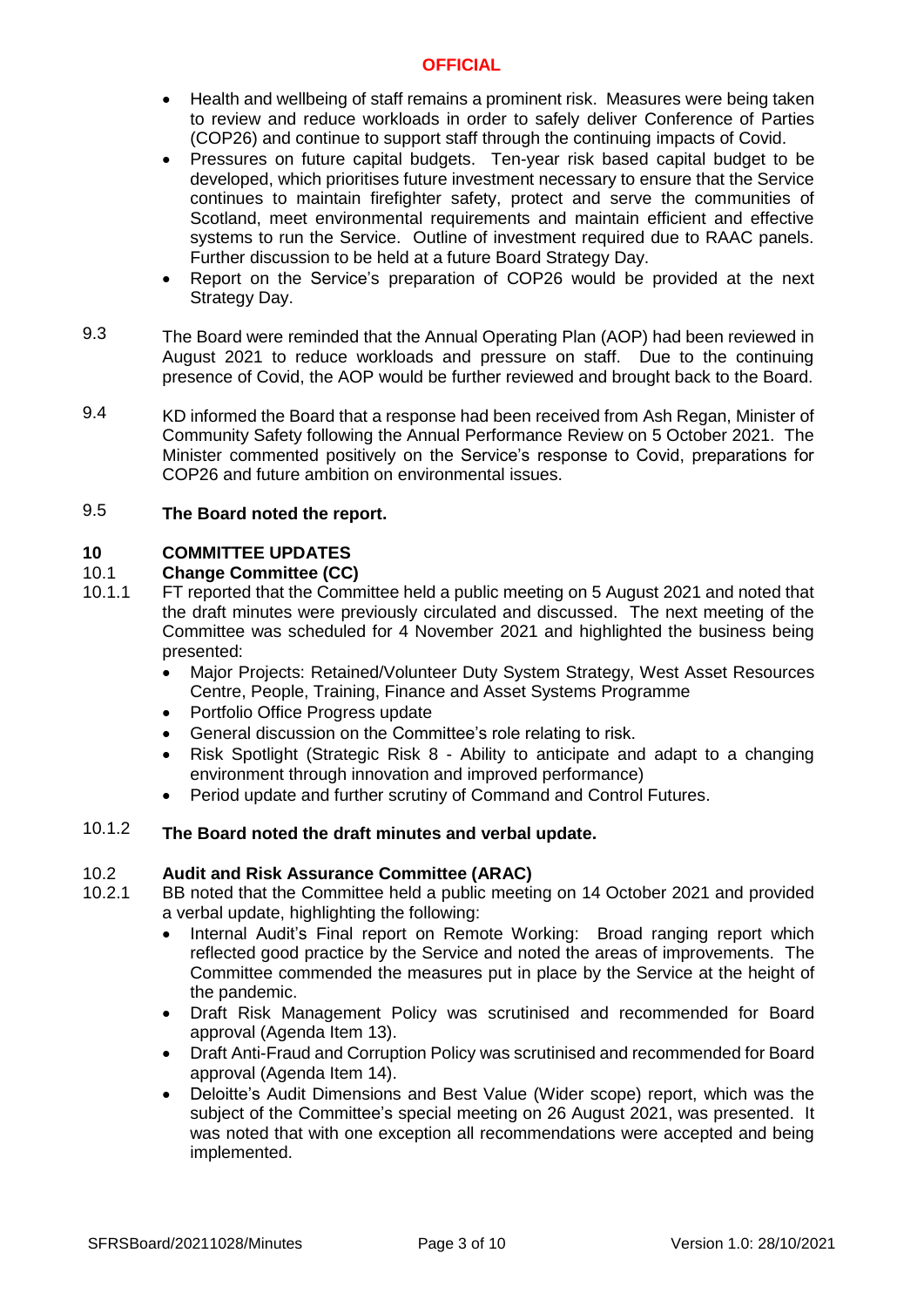- Health and wellbeing of staff remains a prominent risk. Measures were being taken to review and reduce workloads in order to safely deliver Conference of Parties (COP26) and continue to support staff through the continuing impacts of Covid.
- Pressures on future capital budgets. Ten-year risk based capital budget to be developed, which prioritises future investment necessary to ensure that the Service continues to maintain firefighter safety, protect and serve the communities of Scotland, meet environmental requirements and maintain efficient and effective systems to run the Service. Outline of investment required due to RAAC panels. Further discussion to be held at a future Board Strategy Day.
- Report on the Service's preparation of COP26 would be provided at the next Strategy Day.

9.3 The Board were reminded that the Annual Operating Plan (AOP) had been reviewed in August 2021 to reduce workloads and pressure on staff. Due to the continuing presence of Covid, the AOP would be further reviewed and brought back to the Board.

9.4 KD informed the Board that a response had been received from Ash Regan, Minister of Community Safety following the Annual Performance Review on 5 October 2021. The Minister commented positively on the Service's response to Covid, preparations for COP26 and future ambition on environmental issues.

9.5 **The Board noted the report.**

## 10 COMMITTEE UPDATES

### 10.1 Change Committee (CC)

10.1.1 FT reported that the Committee held a public meeting on 5 August 2021 and noted that the draft minutes were previously circulated and discussed. The next meeting of the Committee was scheduled for 4 November 2021 and highlighted the business being presented:

- Major Projects: Retained/Volunteer Duty System Strategy, West Asset Resources Centre, People, Training, Finance and Asset Systems Programme
- Portfolio Office Progress update
- General discussion on the Committee's role relating to risk.
- Risk Spotlight (Strategic Risk 8 - Ability to anticipate and adapt to a changing environment through innovation and improved performance)
- Period update and further scrutiny of Command and Control Futures.

10.1.2 **The Board noted the draft minutes and verbal update.**

### 10.2 Audit and Risk Assurance Committee (ARAC)

10.2.1 BB noted that the Committee held a public meeting on 14 October 2021 and provided a verbal update, highlighting the following:

- Internal Audit's Final report on Remote Working: Broad ranging report which reflected good practice by the Service and noted the areas of improvements. The Committee commended the measures put in place by the Service at the height of the pandemic.
- Draft Risk Management Policy was scrutinised and recommended for Board approval (Agenda Item 13).
- Draft Anti-Fraud and Corruption Policy was scrutinised and recommended for Board approval (Agenda Item 14).
- Deloitte's Audit Dimensions and Best Value (Wider scope) report, which was the subject of the Committee's special meeting on 26 August 2021, was presented. It was noted that with one exception all recommendations were accepted and being implemented.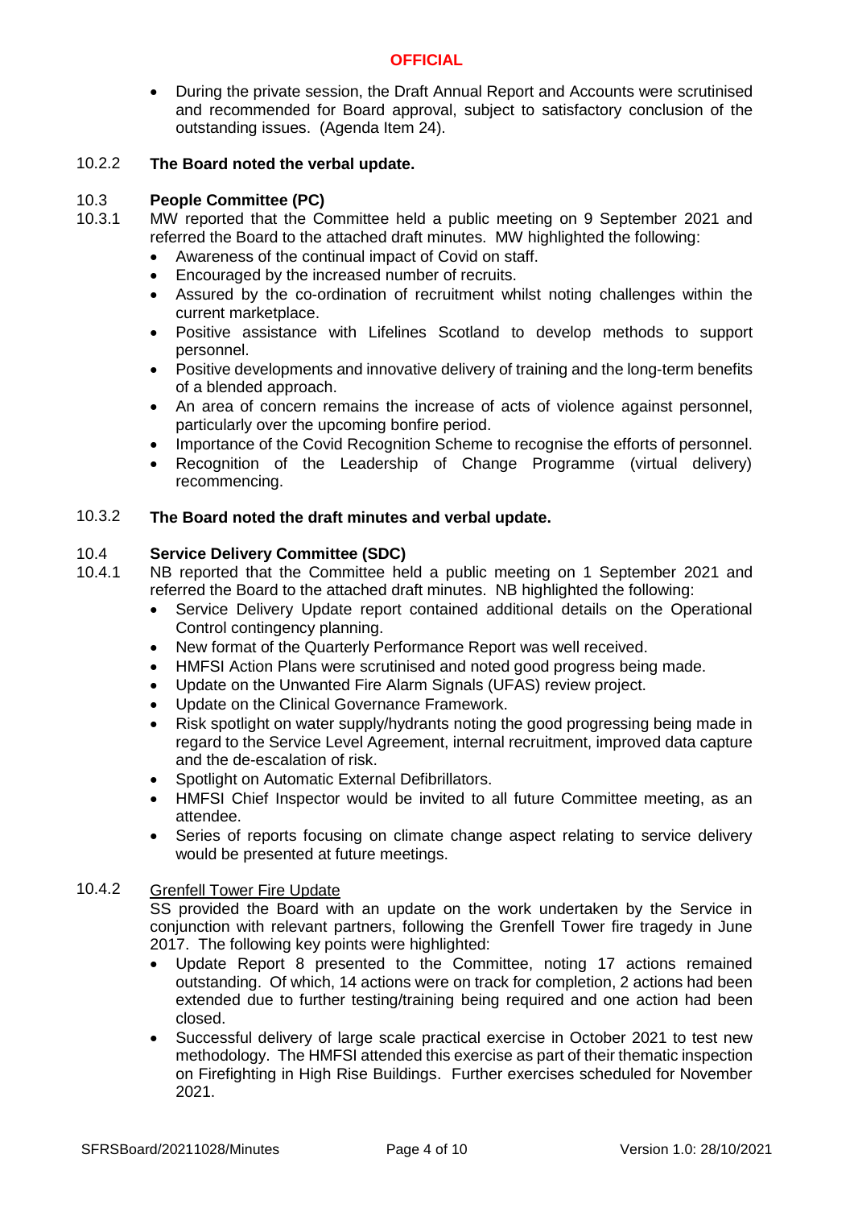- During the private session, the Draft Annual Report and Accounts were scrutinised and recommended for Board approval, subject to satisfactory conclusion of the outstanding issues. (Agenda Item 24).

10.2.2 **The Board noted the verbal update.**

10.3 **People Committee (PC)**

10.3.1 MW reported that the Committee held a public meeting on 9 September 2021 and referred the Board to the attached draft minutes. MW highlighted the following:

- Awareness of the continual impact of Covid on staff.
- Encouraged by the increased number of recruits.
- Assured by the co-ordination of recruitment whilst noting challenges within the current marketplace.
- Positive assistance with Lifelines Scotland to develop methods to support personnel.
- Positive developments and innovative delivery of training and the long-term benefits of a blended approach.
- An area of concern remains the increase of acts of violence against personnel, particularly over the upcoming bonfire period.
- Importance of the Covid Recognition Scheme to recognise the efforts of personnel.
- Recognition of the Leadership of Change Programme (virtual delivery) recommencing.

10.3.2 **The Board noted the draft minutes and verbal update.**

10.4 **Service Delivery Committee (SDC)**

10.4.1 NB reported that the Committee held a public meeting on 1 September 2021 and referred the Board to the attached draft minutes. NB highlighted the following:

- Service Delivery Update report contained additional details on the Operational Control contingency planning.
- New format of the Quarterly Performance Report was well received.
- HMFSI Action Plans were scrutinised and noted good progress being made.
- Update on the Unwanted Fire Alarm Signals (UFAS) review project.
- Update on the Clinical Governance Framework.
- Risk spotlight on water supply/hydrants noting the good progressing being made in regard to the Service Level Agreement, internal recruitment, improved data capture and the de-escalation of risk.
- Spotlight on Automatic External Defibrillators.
- HMFSI Chief Inspector would be invited to all future Committee meeting, as an attendee.
- Series of reports focusing on climate change aspect relating to service delivery would be presented at future meetings.

10.4.2 Grenfell Tower Fire Update

SS provided the Board with an update on the work undertaken by the Service in conjunction with relevant partners, following the Grenfell Tower fire tragedy in June 2017. The following key points were highlighted:

- Update Report 8 presented to the Committee, noting 17 actions remained outstanding. Of which, 14 actions were on track for completion, 2 actions had been extended due to further testing/training being required and one action had been closed.
- Successful delivery of large scale practical exercise in October 2021 to test new methodology. The HMFSI attended this exercise as part of their thematic inspection on Firefighting in High Rise Buildings. Further exercises scheduled for November 2021.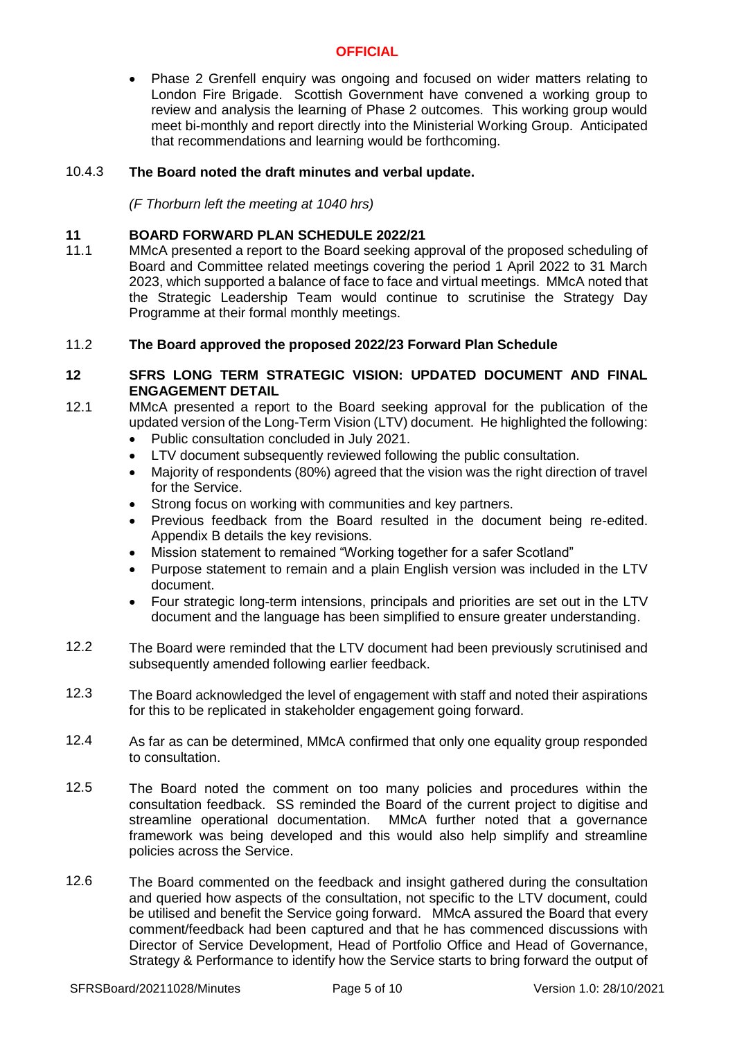- Phase 2 Grenfell enquiry was ongoing and focused on wider matters relating to London Fire Brigade. Scottish Government have convened a working group to review and analysis the learning of Phase 2 outcomes. This working group would meet bi-monthly and report directly into the Ministerial Working Group. Anticipated that recommendations and learning would be forthcoming.

10.4.3 **The Board noted the draft minutes and verbal update.**

*(F Thorburn left the meeting at 1040 hrs)*

## 11 BOARD FORWARD PLAN SCHEDULE 2022/21

11.1 MMcA presented a report to the Board seeking approval of the proposed scheduling of Board and Committee related meetings covering the period 1 April 2022 to 31 March 2023, which supported a balance of face to face and virtual meetings. MMcA noted that the Strategic Leadership Team would continue to scrutinise the Strategy Day Programme at their formal monthly meetings.

11.2 **The Board approved the proposed 2022/23 Forward Plan Schedule**

## 12 SFRS LONG TERM STRATEGIC VISION: UPDATED DOCUMENT AND FINAL ENGAGEMENT DETAIL

12.1 MMcA presented a report to the Board seeking approval for the publication of the updated version of the Long-Term Vision (LTV) document. He highlighted the following:

- Public consultation concluded in July 2021.
- LTV document subsequently reviewed following the public consultation.
- Majority of respondents (80%) agreed that the vision was the right direction of travel for the Service.
- Strong focus on working with communities and key partners.
- Previous feedback from the Board resulted in the document being re-edited. Appendix B details the key revisions.
- Mission statement to remained "Working together for a safer Scotland"
- Purpose statement to remain and a plain English version was included in the LTV document.
- Four strategic long-term intensions, principals and priorities are set out in the LTV document and the language has been simplified to ensure greater understanding.

12.2 The Board were reminded that the LTV document had been previously scrutinised and subsequently amended following earlier feedback.

12.3 The Board acknowledged the level of engagement with staff and noted their aspirations for this to be replicated in stakeholder engagement going forward.

12.4 As far as can be determined, MMcA confirmed that only one equality group responded to consultation.

12.5 The Board noted the comment on too many policies and procedures within the consultation feedback. SS reminded the Board of the current project to digitise and streamline operational documentation. MMcA further noted that a governance framework was being developed and this would also help simplify and streamline policies across the Service.

12.6 The Board commented on the feedback and insight gathered during the consultation and queried how aspects of the consultation, not specific to the LTV document, could be utilised and benefit the Service going forward. MMcA assured the Board that every comment/feedback had been captured and that he has commenced discussions with Director of Service Development, Head of Portfolio Office and Head of Governance, Strategy & Performance to identify how the Service starts to bring forward the output of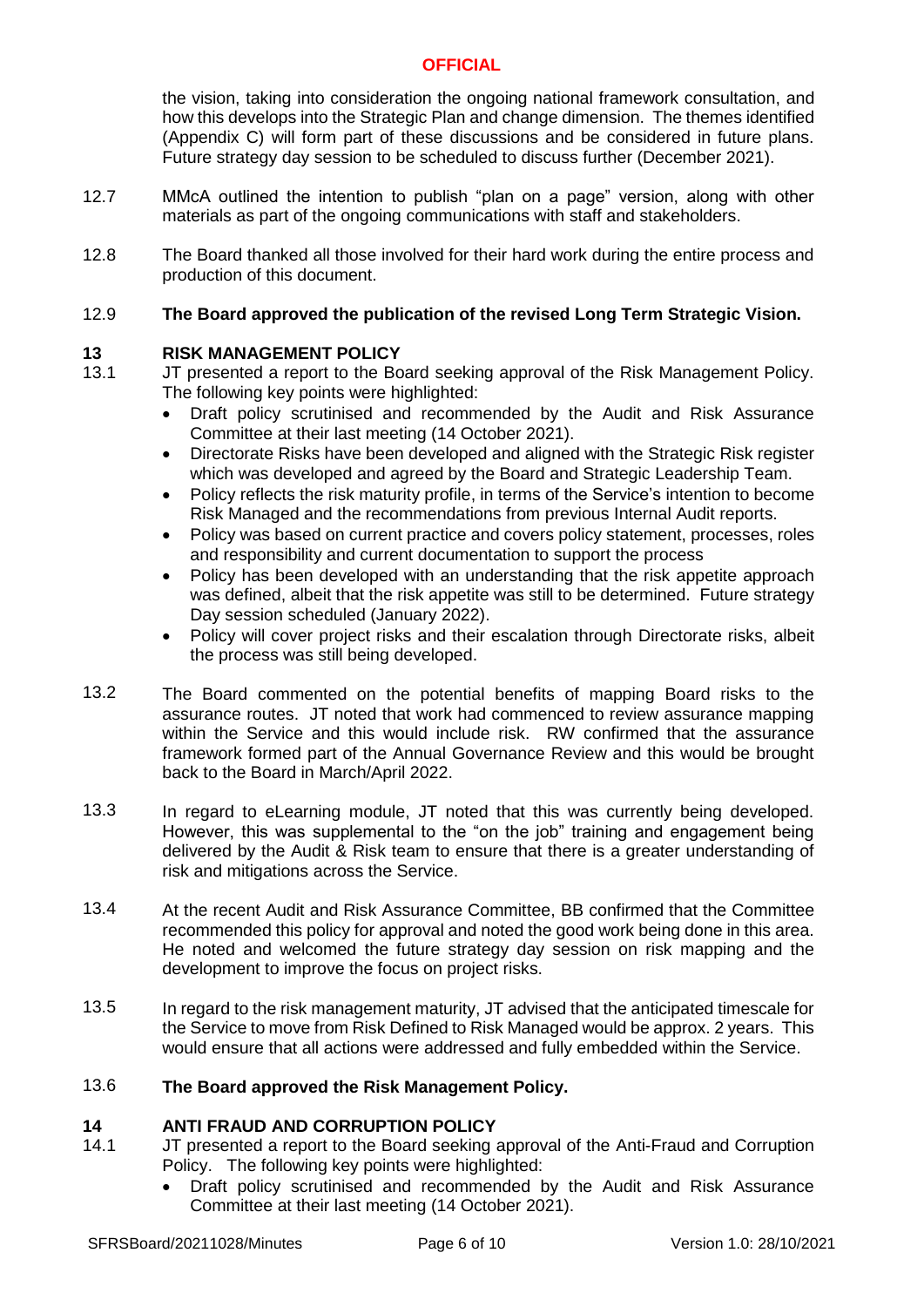the vision, taking into consideration the ongoing national framework consultation, and how this develops into the Strategic Plan and change dimension. The themes identified (Appendix C) will form part of these discussions and be considered in future plans. Future strategy day session to be scheduled to discuss further (December 2021).

12.7 MMcA outlined the intention to publish "plan on a page" version, along with other materials as part of the ongoing communications with staff and stakeholders.

12.8 The Board thanked all those involved for their hard work during the entire process and production of this document.

12.9 **The Board approved the publication of the revised Long Term Strategic Vision.**

## 13 RISK MANAGEMENT POLICY

13.1 JT presented a report to the Board seeking approval of the Risk Management Policy. The following key points were highlighted:

- Draft policy scrutinised and recommended by the Audit and Risk Assurance Committee at their last meeting (14 October 2021).
- Directorate Risks have been developed and aligned with the Strategic Risk register which was developed and agreed by the Board and Strategic Leadership Team.
- Policy reflects the risk maturity profile, in terms of the Service's intention to become Risk Managed and the recommendations from previous Internal Audit reports.
- Policy was based on current practice and covers policy statement, processes, roles and responsibility and current documentation to support the process
- Policy has been developed with an understanding that the risk appetite approach was defined, albeit that the risk appetite was still to be determined. Future strategy Day session scheduled (January 2022).
- Policy will cover project risks and their escalation through Directorate risks, albeit the process was still being developed.

13.2 The Board commented on the potential benefits of mapping Board risks to the assurance routes. JT noted that work had commenced to review assurance mapping within the Service and this would include risk. RW confirmed that the assurance framework formed part of the Annual Governance Review and this would be brought back to the Board in March/April 2022.

13.3 In regard to eLearning module, JT noted that this was currently being developed. However, this was supplemental to the "on the job" training and engagement being delivered by the Audit & Risk team to ensure that there is a greater understanding of risk and mitigations across the Service.

13.4 At the recent Audit and Risk Assurance Committee, BB confirmed that the Committee recommended this policy for approval and noted the good work being done in this area. He noted and welcomed the future strategy day session on risk mapping and the development to improve the focus on project risks.

13.5 In regard to the risk management maturity, JT advised that the anticipated timescale for the Service to move from Risk Defined to Risk Managed would be approx. 2 years. This would ensure that all actions were addressed and fully embedded within the Service.

13.6 **The Board approved the Risk Management Policy.**

## 14 ANTI FRAUD AND CORRUPTION POLICY

14.1 JT presented a report to the Board seeking approval of the Anti-Fraud and Corruption Policy. The following key points were highlighted:

- Draft policy scrutinised and recommended by the Audit and Risk Assurance Committee at their last meeting (14 October 2021).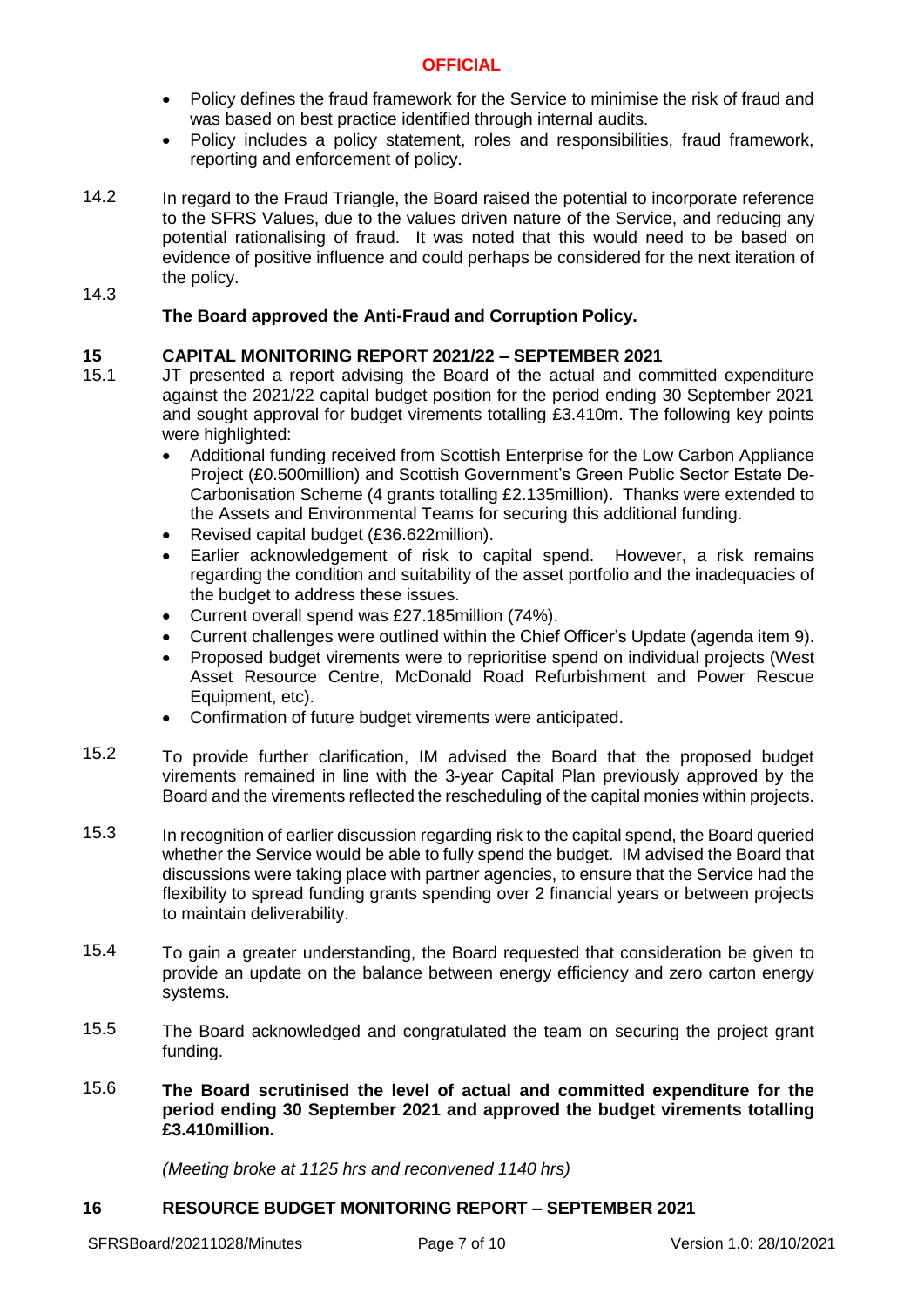- Policy defines the fraud framework for the Service to minimise the risk of fraud and was based on best practice identified through internal audits.
- Policy includes a policy statement, roles and responsibilities, fraud framework, reporting and enforcement of policy.

14.2 In regard to the Fraud Triangle, the Board raised the potential to incorporate reference to the SFRS Values, due to the values driven nature of the Service, and reducing any potential rationalising of fraud. It was noted that this would need to be based on evidence of positive influence and could perhaps be considered for the next iteration of the policy.

14.3 **The Board approved the Anti-Fraud and Corruption Policy.**

## 15 CAPITAL MONITORING REPORT 2021/22 – SEPTEMBER 2021

15.1 JT presented a report advising the Board of the actual and committed expenditure against the 2021/22 capital budget position for the period ending 30 September 2021 and sought approval for budget virements totalling £3.410m. The following key points were highlighted:

- Additional funding received from Scottish Enterprise for the Low Carbon Appliance Project (£0.500million) and Scottish Government's Green Public Sector Estate De-Carbonisation Scheme (4 grants totalling £2.135million). Thanks were extended to the Assets and Environmental Teams for securing this additional funding.
- Revised capital budget (£36.622million).
- Earlier acknowledgement of risk to capital spend. However, a risk remains regarding the condition and suitability of the asset portfolio and the inadequacies of the budget to address these issues.
- Current overall spend was £27.185million (74%).
- Current challenges were outlined within the Chief Officer's Update (agenda item 9).
- Proposed budget virements were to reprioritise spend on individual projects (West Asset Resource Centre, McDonald Road Refurbishment and Power Rescue Equipment, etc).
- Confirmation of future budget virements were anticipated.

15.2 To provide further clarification, IM advised the Board that the proposed budget virements remained in line with the 3-year Capital Plan previously approved by the Board and the virements reflected the rescheduling of the capital monies within projects.

15.3 In recognition of earlier discussion regarding risk to the capital spend, the Board queried whether the Service would be able to fully spend the budget. IM advised the Board that discussions were taking place with partner agencies, to ensure that the Service had the flexibility to spread funding grants spending over 2 financial years or between projects to maintain deliverability.

15.4 To gain a greater understanding, the Board requested that consideration be given to provide an update on the balance between energy efficiency and zero carton energy systems.

15.5 The Board acknowledged and congratulated the team on securing the project grant funding.

15.6 **The Board scrutinised the level of actual and committed expenditure for the period ending 30 September 2021 and approved the budget virements totalling £3.410million.**

*(Meeting broke at 1125 hrs and reconvened 1140 hrs)*

## 16 RESOURCE BUDGET MONITORING REPORT – SEPTEMBER 2021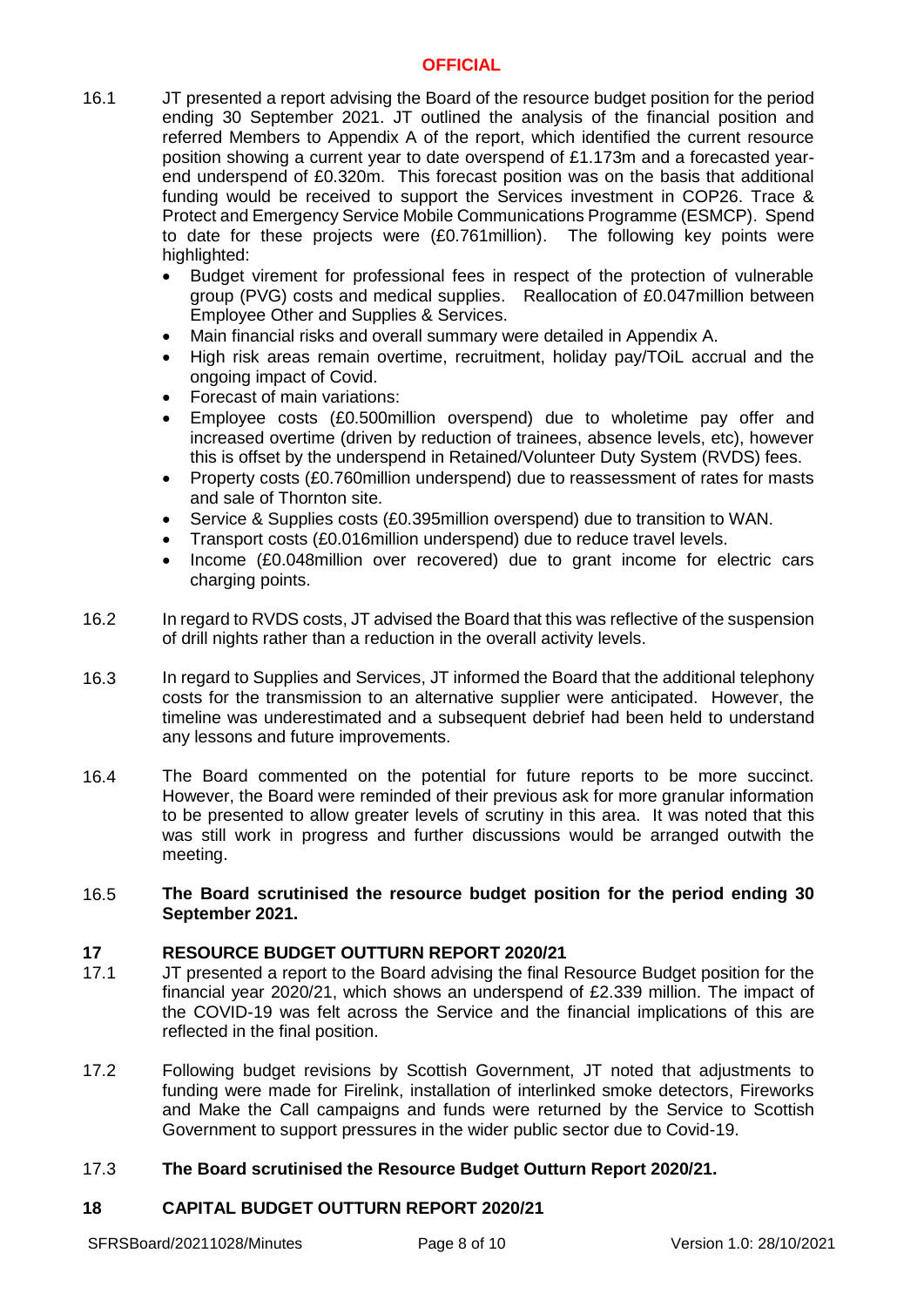16.1 JT presented a report advising the Board of the resource budget position for the period ending 30 September 2021. JT outlined the analysis of the financial position and referred Members to Appendix A of the report, which identified the current resource position showing a current year to date overspend of £1.173m and a forecasted year-end underspend of £0.320m. This forecast position was on the basis that additional funding would be received to support the Services investment in COP26. Trace & Protect and Emergency Service Mobile Communications Programme (ESMCP). Spend to date for these projects were (£0.761million). The following key points were highlighted:

- Budget virement for professional fees in respect of the protection of vulnerable group (PVG) costs and medical supplies. Reallocation of £0.047million between Employee Other and Supplies & Services.
- Main financial risks and overall summary were detailed in Appendix A.
- High risk areas remain overtime, recruitment, holiday pay/TOiL accrual and the ongoing impact of Covid.
- Forecast of main variations:
- Employee costs (£0.500million overspend) due to wholetime pay offer and increased overtime (driven by reduction of trainees, absence levels, etc), however this is offset by the underspend in Retained/Volunteer Duty System (RVDS) fees.
- Property costs (£0.760million underspend) due to reassessment of rates for masts and sale of Thornton site.
- Service & Supplies costs (£0.395million overspend) due to transition to WAN.
- Transport costs (£0.016million underspend) due to reduce travel levels.
- Income (£0.048million over recovered) due to grant income for electric cars charging points.

16.2 In regard to RVDS costs, JT advised the Board that this was reflective of the suspension of drill nights rather than a reduction in the overall activity levels.

16.3 In regard to Supplies and Services, JT informed the Board that the additional telephony costs for the transmission to an alternative supplier were anticipated. However, the timeline was underestimated and a subsequent debrief had been held to understand any lessons and future improvements.

16.4 The Board commented on the potential for future reports to be more succinct. However, the Board were reminded of their previous ask for more granular information to be presented to allow greater levels of scrutiny in this area. It was noted that this was still work in progress and further discussions would be arranged outwith the meeting.

16.5 **The Board scrutinised the resource budget position for the period ending 30 September 2021.**

## 17 RESOURCE BUDGET OUTTURN REPORT 2020/21

17.1 JT presented a report to the Board advising the final Resource Budget position for the financial year 2020/21, which shows an underspend of £2.339 million. The impact of the COVID-19 was felt across the Service and the financial implications of this are reflected in the final position.

17.2 Following budget revisions by Scottish Government, JT noted that adjustments to funding were made for Firelink, installation of interlinked smoke detectors, Fireworks and Make the Call campaigns and funds were returned by the Service to Scottish Government to support pressures in the wider public sector due to Covid-19.

17.3 **The Board scrutinised the Resource Budget Outturn Report 2020/21.**

## 18 CAPITAL BUDGET OUTTURN REPORT 2020/21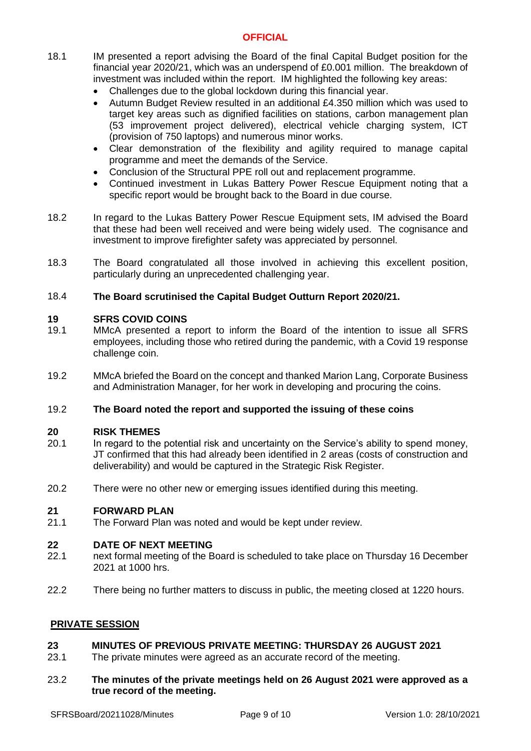18.1 IM presented a report advising the Board of the final Capital Budget position for the financial year 2020/21, which was an underspend of £0.001 million. The breakdown of investment was included within the report. IM highlighted the following key areas:

- Challenges due to the global lockdown during this financial year.
- Autumn Budget Review resulted in an additional £4.350 million which was used to target key areas such as dignified facilities on stations, carbon management plan (53 improvement project delivered), electrical vehicle charging system, ICT (provision of 750 laptops) and numerous minor works.
- Clear demonstration of the flexibility and agility required to manage capital programme and meet the demands of the Service.
- Conclusion of the Structural PPE roll out and replacement programme.
- Continued investment in Lukas Battery Power Rescue Equipment noting that a specific report would be brought back to the Board in due course.

18.2 In regard to the Lukas Battery Power Rescue Equipment sets, IM advised the Board that these had been well received and were being widely used. The cognisance and investment to improve firefighter safety was appreciated by personnel.

18.3 The Board congratulated all those involved in achieving this excellent position, particularly during an unprecedented challenging year.

18.4 **The Board scrutinised the Capital Budget Outturn Report 2020/21.**

## 19 SFRS COVID COINS

19.1 MMcA presented a report to inform the Board of the intention to issue all SFRS employees, including those who retired during the pandemic, with a Covid 19 response challenge coin.

19.2 MMcA briefed the Board on the concept and thanked Marion Lang, Corporate Business and Administration Manager, for her work in developing and procuring the coins.

19.2 **The Board noted the report and supported the issuing of these coins**

## 20 RISK THEMES

20.1 In regard to the potential risk and uncertainty on the Service's ability to spend money, JT confirmed that this had already been identified in 2 areas (costs of construction and deliverability) and would be captured in the Strategic Risk Register.

20.2 There were no other new or emerging issues identified during this meeting.

## 21 FORWARD PLAN

21.1 The Forward Plan was noted and would be kept under review.

## 22 DATE OF NEXT MEETING

22.1 next formal meeting of the Board is scheduled to take place on Thursday 16 December 2021 at 1000 hrs.

22.2 There being no further matters to discuss in public, the meeting closed at 1220 hours.

## PRIVATE SESSION

## 23 MINUTES OF PREVIOUS PRIVATE MEETING: THURSDAY 26 AUGUST 2021

23.1 The private minutes were agreed as an accurate record of the meeting.

23.2 **The minutes of the private meetings held on 26 August 2021 were approved as a true record of the meeting.**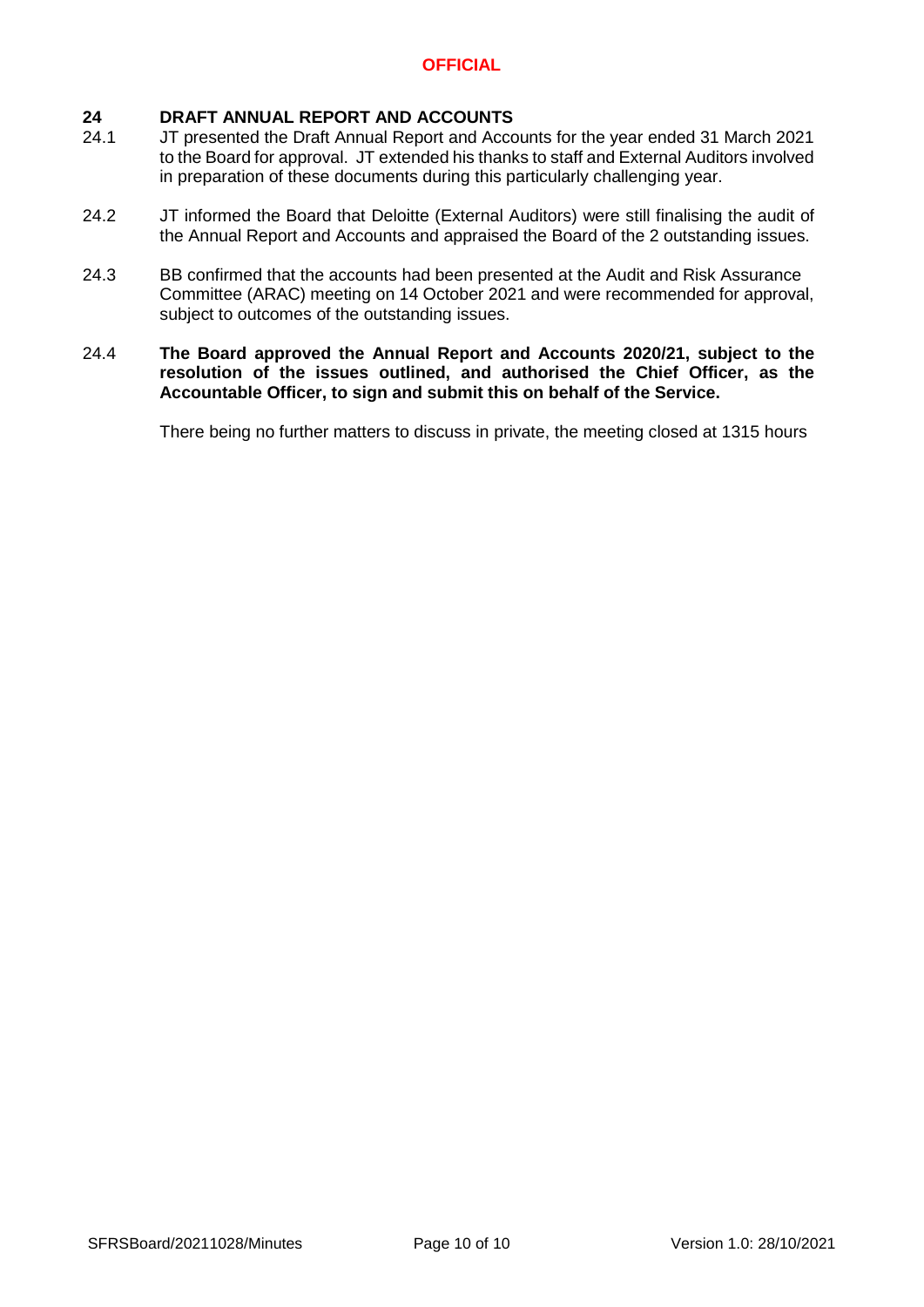## 24 DRAFT ANNUAL REPORT AND ACCOUNTS

24.1 JT presented the Draft Annual Report and Accounts for the year ended 31 March 2021 to the Board for approval. JT extended his thanks to staff and External Auditors involved in preparation of these documents during this particularly challenging year.

24.2 JT informed the Board that Deloitte (External Auditors) were still finalising the audit of the Annual Report and Accounts and appraised the Board of the 2 outstanding issues.

24.3 BB confirmed that the accounts had been presented at the Audit and Risk Assurance Committee (ARAC) meeting on 14 October 2021 and were recommended for approval, subject to outcomes of the outstanding issues.

24.4 **The Board approved the Annual Report and Accounts 2020/21, subject to the resolution of the issues outlined, and authorised the Chief Officer, as the Accountable Officer, to sign and submit this on behalf of the Service.**

There being no further matters to discuss in private, the meeting closed at 1315 hours